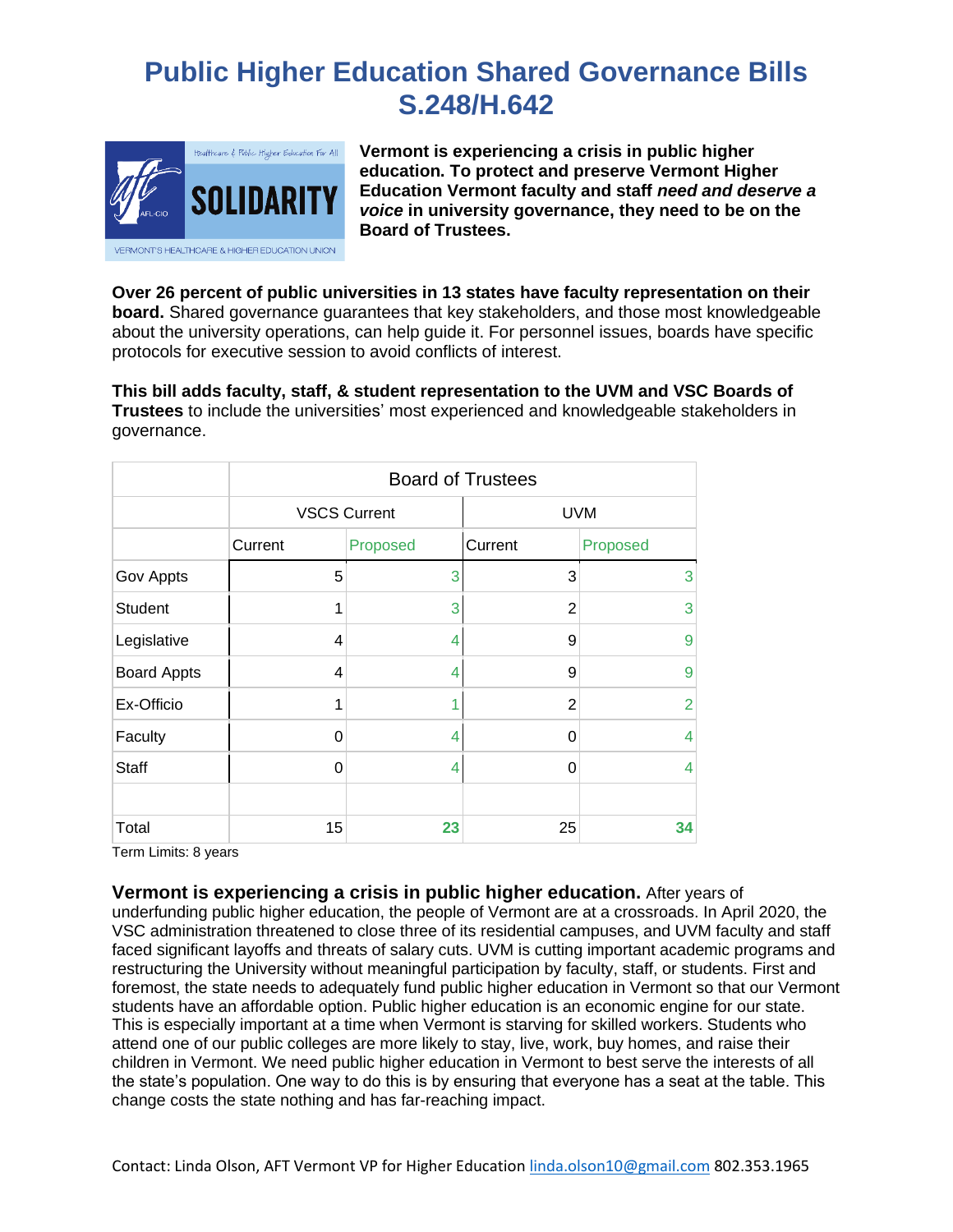# Public Higher Education Shared Governance Bills S.248/H.642

**Vermont is experiencing a crisis in public higher education. To protect and preserve Vermont Higher Education Vermont faculty and staff *need and deserve a voice* in university governance, they need to be on the Board of Trustees.**

**Over 26 percent of public universities in 13 states have faculty representation on their board.** Shared governance guarantees that key stakeholders, and those most knowledgeable about the university operations, can help guide it. For personnel issues, boards have specific protocols for executive session to avoid conflicts of interest.

**This bill adds faculty, staff, & student representation to the UVM and VSC Boards of Trustees** to include the universities' most experienced and knowledgeable stakeholders in governance.

| | Board of Trustees | | | |
|---|---|---|---|---|
| | VSCS Current | | UVM | |
| | Current | Proposed | Current | Proposed |
| Gov Appts | 5 | 3 | 3 | 3 |
| Student | 1 | 3 | 2 | 3 |
| Legislative | 4 | 4 | 9 | 9 |
| Board Appts | 4 | 4 | 9 | 9 |
| Ex-Officio | 1 | 1 | 2 | 2 |
| Faculty | 0 | 4 | 0 | 4 |
| Staff | 0 | 4 | 0 | 4 |
| | | | | |
| Total | 15 | **23** | 25 | **34** |

Term Limits: 8 years

**Vermont is experiencing a crisis in public higher education.** After years of underfunding public higher education, the people of Vermont are at a crossroads. In April 2020, the VSC administration threatened to close three of its residential campuses, and UVM faculty and staff faced significant layoffs and threats of salary cuts. UVM is cutting important academic programs and restructuring the University without meaningful participation by faculty, staff, or students. First and foremost, the state needs to adequately fund public higher education in Vermont so that our Vermont students have an affordable option. Public higher education is an economic engine for our state. This is especially important at a time when Vermont is starving for skilled workers. Students who attend one of our public colleges are more likely to stay, live, work, buy homes, and raise their children in Vermont. We need public higher education in Vermont to best serve the interests of all the state's population. One way to do this is by ensuring that everyone has a seat at the table. This change costs the state nothing and has far-reaching impact.

Contact: Linda Olson, AFT Vermont VP for Higher Education linda.olson10@gmail.com 802.353.1965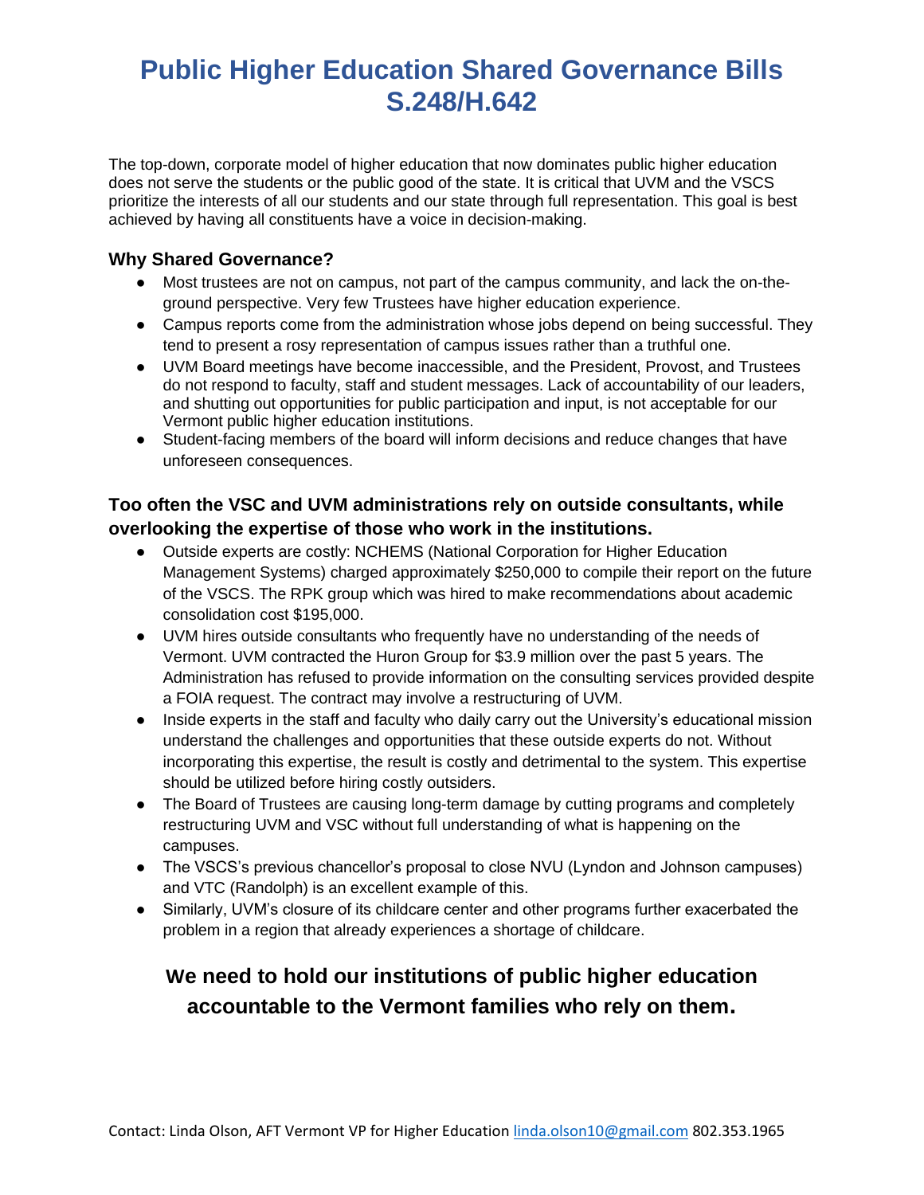# Public Higher Education Shared Governance Bills S.248/H.642

The top-down, corporate model of higher education that now dominates public higher education does not serve the students or the public good of the state. It is critical that UVM and the VSCS prioritize the interests of all our students and our state through full representation. This goal is best achieved by having all constituents have a voice in decision-making.

### Why Shared Governance?

- Most trustees are not on campus, not part of the campus community, and lack the on-the-ground perspective. Very few Trustees have higher education experience.
- Campus reports come from the administration whose jobs depend on being successful. They tend to present a rosy representation of campus issues rather than a truthful one.
- UVM Board meetings have become inaccessible, and the President, Provost, and Trustees do not respond to faculty, staff and student messages. Lack of accountability of our leaders, and shutting out opportunities for public participation and input, is not acceptable for our Vermont public higher education institutions.
- Student-facing members of the board will inform decisions and reduce changes that have unforeseen consequences.

### Too often the VSC and UVM administrations rely on outside consultants, while overlooking the expertise of those who work in the institutions.

- Outside experts are costly: NCHEMS (National Corporation for Higher Education Management Systems) charged approximately $250,000 to compile their report on the future of the VSCS. The RPK group which was hired to make recommendations about academic consolidation cost $195,000.
- UVM hires outside consultants who frequently have no understanding of the needs of Vermont. UVM contracted the Huron Group for $3.9 million over the past 5 years. The Administration has refused to provide information on the consulting services provided despite a FOIA request. The contract may involve a restructuring of UVM.
- Inside experts in the staff and faculty who daily carry out the University's educational mission understand the challenges and opportunities that these outside experts do not. Without incorporating this expertise, the result is costly and detrimental to the system. This expertise should be utilized before hiring costly outsiders.
- The Board of Trustees are causing long-term damage by cutting programs and completely restructuring UVM and VSC without full understanding of what is happening on the campuses.
- The VSCS's previous chancellor's proposal to close NVU (Lyndon and Johnson campuses) and VTC (Randolph) is an excellent example of this.
- Similarly, UVM's closure of its childcare center and other programs further exacerbated the problem in a region that already experiences a shortage of childcare.

## We need to hold our institutions of public higher education accountable to the Vermont families who rely on them.

Contact: Linda Olson, AFT Vermont VP for Higher Education linda.olson10@gmail.com 802.353.1965